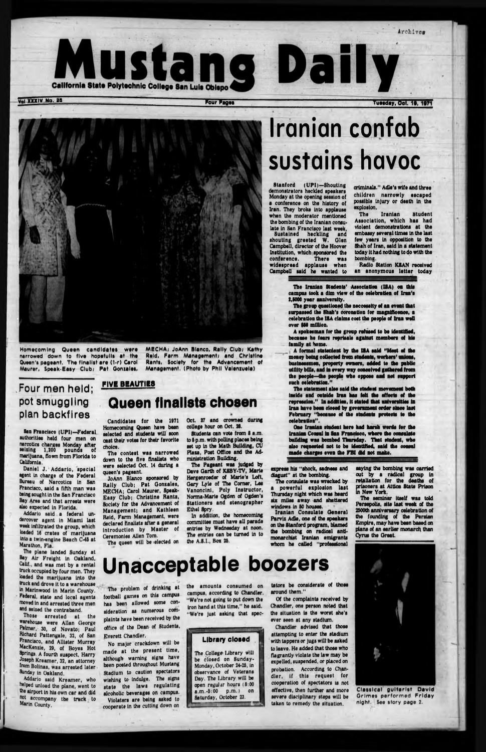Archives

# Mustang Daily

California State Polytechnic College San Luis Obispo

Vol XXXIV No. 26 — Four Pages — Tuesday, Oct. 19, 1971

Homecoming Queen candidates were narrowed down to five hopefuls at the Queen's pageant. The finalist are (l-r) Carol Maurer, Speak-Easy Club; Pat Gonzales, MECHA; JoAnn Blanco, Rally Club; Kathy Reid, Farm Management; and Christine Rants, Society for the Advancement of Management. (Photo by Phil Valenzuela)

# Iranian confab sustains havoc

Stanford (UPI)—Shouting demonstrators heckled speakers Monday at the opening session of a conference on the history of Iran. They broke into applause when the moderator mentioned the bombing of the Iranian consulate in San Francisco last week.

Sustained heckling and shouting greeted W. Glen Campbell, director of the Hoover Institution, which sponsored the conference. There was widespread applause when Campbell said he wanted to express his "shock, sadness and disgust" at the bombing.

The consulate was wrecked by a powerful explosion last Thursday night which was heard six miles away and shattered windows in 80 houses.

Iranian Consulate General Parvis Adle, one of the speakers on the Stanford program, blamed the bombing on radical anti-monarchist Iranian emigrants whom he called "professional criminals." Adle's wife and three children narrowly escaped possible injury or death in the explosion.

The Iranian Student Association, which has had violent demonstrations at the embassy several times in the last few years in opposition to the Shah of Iran, said in a statement today it had nothing to do with the bombing.

Radio Station KSAN received an anonymous letter today saying the bombing was carried out by a radical group in retaliation for the deaths of prisoners at Attica State Prison in New York.

The seminar itself was told Persepolis, site last week of the 2500th anniversary celebration of the founding of the Persian Empire, may have been based on plans of an earlier monarch than Cyrus the Great.

**The Iranian Students' Association (ISA) on this campus took a dim view of the celebration of Iran's 2,5000 year anniversity.**

**The group questioned the neccessity of an event that surpassed the Shah's coronation for magnificence, a celebration the ISA claims cost the people of Iran well over $50 million.**

**A spokesman for the group refused to be identified, because he fears reprisals against members of his family at home.**

**A formal statement by the ISA said "Most of the money being collected from students, workers' unions, businessmen, property owners, added to the public utility bills, and in every way conceived gathered from the people—the people who oppose and not support such celebration."**

**The statement also said the student movement both inside and outside Iran has felt the effects of the repression." In addition, it stated that universities in Iran have been closed by government order since last February "because of the students protests to the celebration".**

**One Iranian student here had harsh words for the Iranian Consul in San Francisco, where the consulate building was bombed Thursday. That student, who also requested not to be identified, said the consul made charges even the FBI did not make.**

## Four men held; pot smuggling plan backfires

San Francisco (UPI)—Federal authorities held four men on narcotics charges Monday after seizing 1,300 pounds of marijuana, flown from Florida to California.

Daniel J. Addario, special agent in charge of the Federal Bureau of Narcotics in San Francisco, said a fifth man was being sought in the San Francisco Bay Area and that arrests were also expected in Florida.

Addario said a federal undercover agent in Miami last week infiltrated the group, which loaded 16 crates of marijuana into a twin-engine Beach C-45 at Marathon, Fla.

The plane landed Sunday at Bay Air Freight in Oakland, Calif., and was met by a rental truck occupied by four men. They loaded the marijuana into the truck and drove it to a warehouse in Marinwood in Marin County.

Federal, state and local agents moved in and arrested three men and seized the contraband.

Those arrested at the warehouse were Allan George Palmer, 30, of Novato; Paul Richard Pattengale, 32, of San Francisco, and Allister Murray MacKenzie, 29, of Boyes Hot Springs. A fourth suspect, Harry Joseph Kreamer, 32, an attorney from Bolinas, was arrested later Sunday in Oakland.

Addario said Kreamer, who helped unload the plane, went to the airport in his own car and did not accompany the truck to Marin County.

**FIVE BEAUTIES**

## Queen finalists chosen

Candidates for the 1971 Homecoming Queen have been selected and students will soon cast their votes for their favorite choice.

The contest was narrowed down to the five finalists who were selected Oct. 14 during a queen's pageant.

JoAnn Blanco sponsored by Rally Club; Pat Gonzales, MECHA; Carol Maurer, Speak-Easy Club; Christine Rants, Society for the Advancement of Management; and Kathleen Reid, Farm Management, were declared finalists after a general introduction by Master of Ceremonies Allen Tom.

The queen will be elected on Oct. 27 and crowned during college hour on Oct. 28.

Students can vote from 8 a.m. to 5 p.m. with polling places being set up in the Math Building, CU Plaza, Post Office and the Administration Building.

The Pageant was judged by Dave Garth of KSBY-TV, Marie Hergenroeder of Marie's Loft, Gary Lyle of The Corner, Lee Vanoncini, Poly Instructor, Norma-Marie Ogden of Ogden's Stationers and stenographer Ethel Spry.

In addition, the homecoming committee must have all parade entries by Wednesday at noon. The entries can be turned in to the A.S.I., Box 29.

# Unacceptable boozers

The problem of drinking at football games on this campus has been allowed some consideration as numerous complaints have been received by the office of the Dean of Students, Everett Chandler.

No major crackdown will be made at the present time, although warning signs have been posted throughout Mustang Stadium to caution spectators wishing to indulge. The signs state the laws regulating alcoholic beverages on campus.

Violaters are being asked to cooperate in the cutting down on the amounts consumed on campus, according to Chandler. "We're not going to put down the iron hand at this time," he said. "We're just asking that spectators be considerate of those around them."

Of the complaints received by Chandler, one person noted that the situation is the worst she's ever seen at any stadium.

Chandler advised that those attempting to enter the stadium with tappers or jugs will be asked to leave. He added that those who flagrantly violate the law may be expelled, suspended, or placed on probation. According to Chandler, if this request for cooperation of spectators is not effective, then further and more severe disciplinary steps will be taken to remedy the situation.

### Library closed

The College Library will be closed on Sunday-Monday, October 24-25, in observance of Veterans Day. The Library will be open regular hours (8:00 a.m.-5:00 p.m.) on Saturday, October 23.

Classical guitarist David Grimes performed Friday night. See story page 2.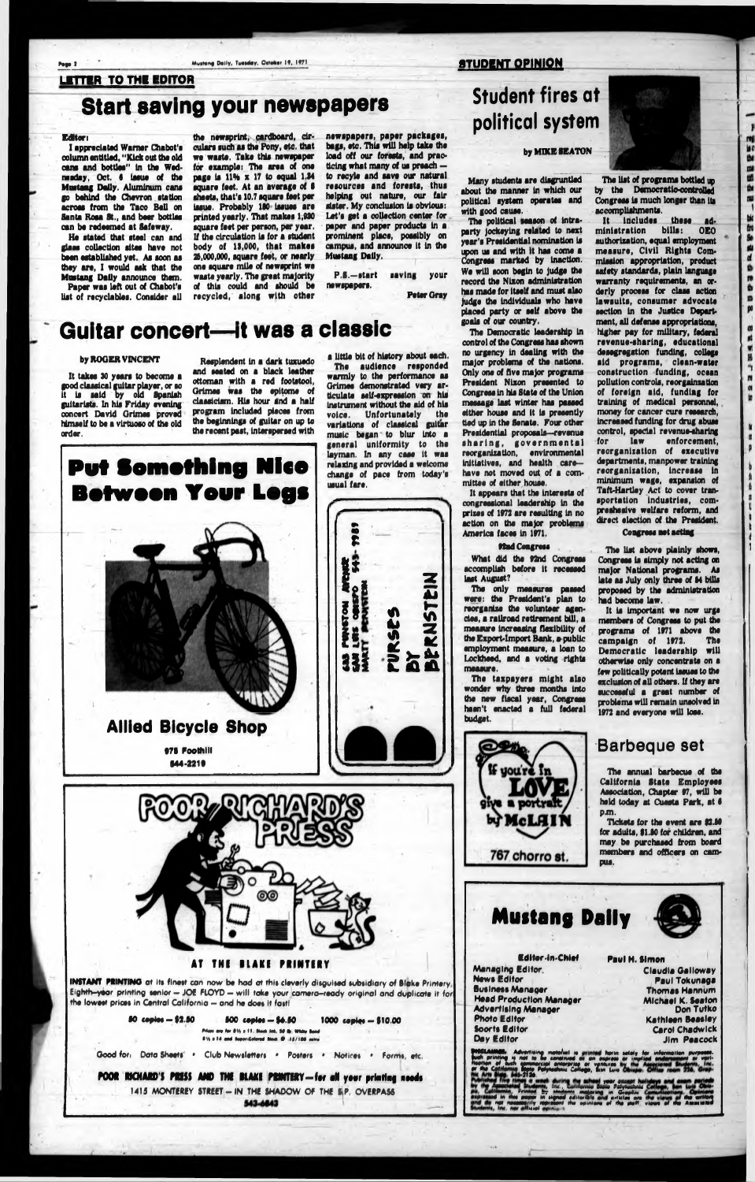## LETTER TO THE EDITOR

# Start saving your newspapers

Editor:

I appreciated Warner Chabot's column entitled, "Kick out the old cans and bottles" in the Wednesday, Oct. 6 issue of the Mustang Daily. Aluminum cans go behind the Chevron station across from the Taco Bell on Santa Rosa St., and beer bottles can be redeemed at Safeway.

He stated that steel can and glass collection sites have not been established yet. As soon as they are, I would ask that the Mustang Daily announce them.

Paper was left out of Chabot's list of recyclables. Consider all the newsprint, cardboard, circulars such as the Pony, etc. that we waste. Take this newspaper for example: The area of one page is 11¾ x 17 to equal 1.34 square feet. At an average of 8 sheets, that's 10.7 square feet per issue. Probably 180 issues are printed yearly. That makes 1,930 square feet per person, per year. If the circulation is for a student body of 13,000, that makes 25,000,000, square feet, or nearly one square mile of newsprint we waste yearly. The great majority of this could and should be recycled, along with other newspapers, paper packages, bags, etc. This will help take the load off our forests, and practicing what many of us preach — to recyle and save our natural resources and forests, thus helping out nature, our fair sister. My conclusion is obvious: Let's get a collection center for paper and paper products in a prominent place, possibly on campus, and announce it in the Mustang Daily.

P.S.—start saving your newspapers.

Peter Gray

# Guitar concert—it was a classic

by ROGER VINCENT

It takes 30 years to become a good classical guitar player, or so it is said by old Spanish guitarists. In his Friday evening concert David Grimes proved himself to be a virtuoso of the old order.

Resplendent in a dark tuxedo and seated on a black leather ottoman with a red footstool, Grimes was the epitome of classicism. His hour and a half program included pieces from the beginnings of guitar on up to the recent past, interspersed with a little bit of history about each.

The audience responded warmly to the performance as Grimes demonstrated very articulate self-expression on his instrument without the aid of his voice. Unfortunately the variations of classical guitar music began to blur into a general uniformity to the layman. In any case it was relaxing and provided a welcome change of pace from today's usual fare.

---

**Put Something Nice Between Your Legs**

**Allied Bicycle Shop**

975 Foothill

544-2219

---

585 Higuera Avenue
San Luis Obispo 543-7981
Marty Bernstein

PURSES BY BERNSTEIN

---

**POOR RICHARD'S PRESS**

AT THE BLAKE PRINTERY

INSTANT PRINTING at its finest can now be had at this cleverly disguised subsidiary of Blake Printery. Eighth-year printing senior — JOE FLOYD — will take your camera-ready original and duplicate it for the lowest prices in Central California — and he does it fast!

50 copies — $2.50 500 copies — $6.50 1000 copies — $10.00

Prices are for 8½ x 11, black ink, 20 lb. White Bond
8½ x 14 and Super-Colored Stock @ .15/100 extra

Good for: Data Sheets • Club Newsletters • Posters • Notices • Forms, etc.

POOR RICHARD'S PRESS AND THE BLAKE PRINTERY—for all your printing needs

1415 MONTEREY STREET — IN THE SHADOW OF THE S.P. OVERPASS

543-6843

---

## STUDENT OPINION

# Student fires at political system

by MIKE SEATON

Many students are disgruntled about the manner in which our political system operates and with good cause.

The political season of intra-party jockeying related to next year's Presidential nomination is upon us and with it has come a Congress marked by inaction. We will soon begin to judge the record the Nixon administration has made for itself and must also judge the individuals who have placed party or self above the goals of our country.

The Democratic leadership in control of the Congress has shown no urgency in dealing with the major problems of the nations. Only one of five major programs President Nixon presented to Congress in his State of the Union message last winter has passed either house and it is presently tied up in the Senate. Four other Presidential proposals—revenue sharing, governmental reorganization, environmental initiatives, and health care—have not moved out of a committee of either house.

It appears that the interests of congressional leadership in the prizes of 1972 are resulting in no action on the major problems America faces in 1971.

### 92nd Congress

What did the 92nd Congress accomplish before it recessed last August?

The only measures passed were: the President's plan to reorganize the volunteer agencies, a railroad retirement bill, a measure increasing flexibility of the Export-Import Bank, a public employment measure, a loan to Lockheed, and a voting rights measure.

The taxpayers might also wonder why three months into the new fiscal year, Congress hasn't enacted a full federal budget.

The list of programs bottled up by the Democratic-controlled Congress is much longer than its accomplishments.

It includes these administration bills: OEO authorization, equal employment measure, Civil Rights Commission appropriation, product safety standards, plain language warranty requirements, an orderly process for class action lawsuits, consumer advocate section in the Justice Department, all defense appropriations, higher pay for military, federal revenue-sharing, educational desegregation funding, college aid programs, clean-water construction funding, ocean pollution controls, reorganization of foreign aid, funding for training of medical personnel, money for cancer cure research, increased funding for drug abuse control, special revenue-sharing for law enforcement, reorganization of executive departments, manpower training reorganization, increase in minimum wage, expansion of Taft-Hartley Act to cover transportation industries, comprehensive welfare reform, and direct election of the President.

### Congress not acting

The list above plainly shows, Congress is simply not acting on major National programs. As late as July only three of 84 bills proposed by the administration had become law.

It is important we now urge members of Congress to put the programs of 1971 above the campaign of 1972. The Democratic leadership will otherwise only concentrate on a few politically potent issues to the exclusion of all others. If they are successful a great number of problems will remain unsolved in 1972 and everyone will lose.

---

If you're in LOVE give a portrait by McLAIN

767 chorro st.

---

# Barbeque set

The annual barbecue of the California State Employees Association, Chapter 37, will be held today at Cuesta Park, at 6 p.m.

Tickets for the event are $2.50 for adults, $1.50 for children, and may be purchased from board members and officers on campus.

---

# Mustang Daily

| | |
|---|---|
| Editor-in-Chief | Paul H. Simon |
| Managing Editor | Claudia Galloway |
| News Editor | Paul Tokunaga |
| Business Manager | Thomas Hannum |
| Head Production Manager | Michael K. Seaton |
| Advertising Manager | Don Tutko |
| Photo Editor | Kathleen Beasley |
| Sports Editor | Carol Chadwick |
| Day Editor | Jim Peacock |

DISCLAIMER: Advertising material is printed herein solely for informational purposes. Such printing is not to be construed as an express or implied endorsement or verification of such commercial enterprises or ventures by the Associated Students, Inc. or the California State Polytechnic College, San Luis Obispo. Office room 226, Graphic Arts Bldg. 546-2136. Published five times a week during the school year except holidays and exam periods by the Associated Students, Inc., California State Polytechnic College, San Luis Obispo, California. Printed by students majoring in Graphic Communications. Opinions expressed in this paper in signed editorials and articles are the views of the writers and do not necessarily represent the opinions of the staff, views of the Associated Students, Inc. nor official opinion.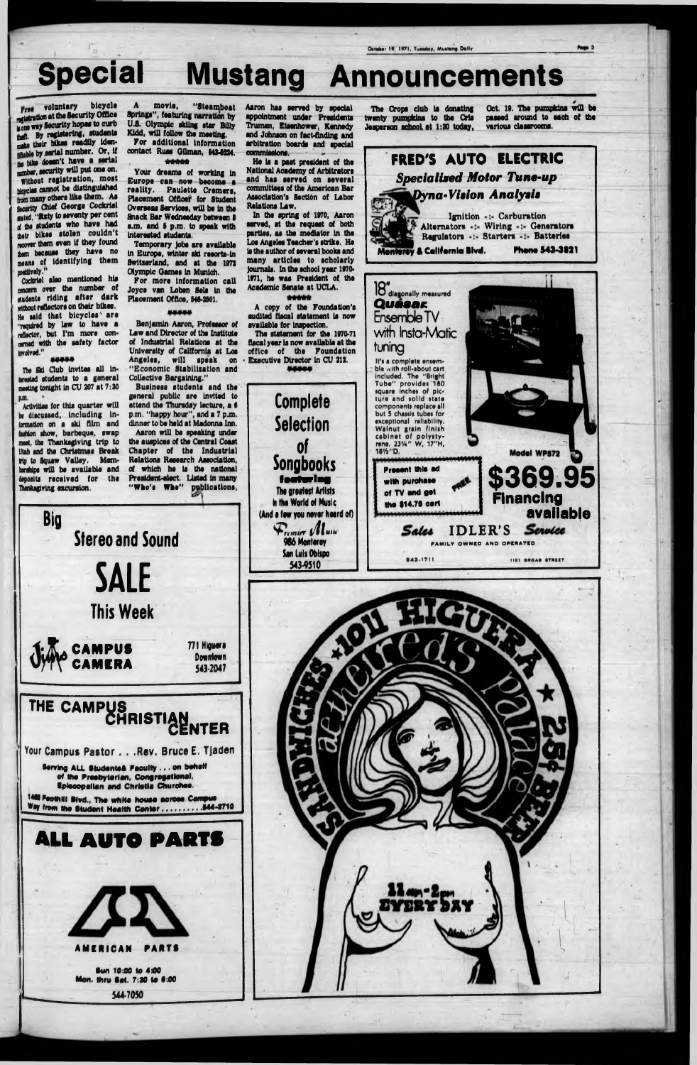# Special Mustang Announcements

Free voluntary bicycle registration at the Security Office is one way Security hopes to curb theft. By registering, students make their bikes readily identifiable by serial number. Or, if the bike doesn't have a serial number, security will put one on.

Without registration, most bicycles cannot be distinguished from many others like them. As Security Chief George Cockriel stated, "Sixty to seventy per cent of the students who have had their bikes stolen couldn't recover them even if they found them because they have no means of identifying them positively."

Cockriel also mentioned his concern over the number of students riding after dark without reflectors on their bikes. He said that bicycles are "required by law to have a reflector, but I'm more concerned with the safety factor involved."

\*\*\*\*\*

The Ski Club invites all interested students to a general meeting tonight in CU 207 at 7:30 p.m.

Activities for this quarter will be discussed, including information on a ski film and fashion show, barbeque, swap meet, the Thanksgiving trip to Utah and the Christmas Break trip to Squaw Valley. Memberships will be available and deposits received for the Thanksgiving excursion.

A movie, "Steamboat Springs", featuring narration by U.S. Olympic skiing star Billy Kidd, will follow the meeting.

For additional information contact Russ Gilman, 543-5224.

\*\*\*\*\*

Your dreams of working in Europe can now become a reality. Paulette Cremers, Placement Officer for Student Overseas Services, will be in the Snack Bar Wednesday between 8 a.m. and 5 p.m. to speak with interested students.

Temporary jobs are available in Europe, winter ski resorts in Switzerland, and at the 1972 Olympic Games in Munich.

For more information call Joyce van Loben Sels in the Placement Office, 546-2501.

\*\*\*\*\*

Benjamin Aaron, Professor of Law and Director of the Institute of Industrial Relations at the University of California at Los Angeles, will speak on "Economic Stabilization and Collective Bargaining."

Business students and the general public are invited to attend the Thursday lecture, a 6 p.m. "happy hour", and a 7 p.m. dinner to be held at Madonna Inn.

Aaron will be speaking under the auspices of the Central Coast Chapter of the Industrial Relations Research Association, of which he is the national President-elect. Listed in many "Who's Who" publications, Aaron has served by special appointment under Presidents Truman, Eisenhower, Kennedy and Johnson on fact-finding and arbitration boards and special commissions.

He is a past president of the National Academy of Arbitrators and has served on several committees of the American Bar Association's Section of Labor Relations Law.

In the spring of 1970, Aaron served, at the request of both parties, as the mediator in the Los Angeles Teacher's strike. He is the author of several books and many articles to scholarly journals. In the school year 1970-1971, he was President of the Academic Senate at UCLA.

\*\*\*\*\*

A copy of the Foundation's audited fiscal statement is now available for inspection.

The statement for the 1970-71 fiscal year is now available at the office of the Foundation Executive Director in CU 212.

\*\*\*\*\*

The Crops club is donating twenty pumpkins to the Cris Jesperson school at 1:30 today, Oct. 19. The pumpkins will be passed around to each of the various classrooms.

---

**Big Stereo and Sound SALE This Week**

CAMPUS CAMERA
771 Higuera Downtown
543-2047

---

**THE CAMPUS CHRISTIAN CENTER**

Your Campus Pastor . . . Rev. Bruce E. Tjaden

Serving ALL Students& Faculty . . . on behalf of the Presbyterian, Congregational, Episcopalian and Christian Churches.

1468 Foothill Blvd., The white house across Campus Way from the Student Health Center . . . . . . . . . 544-3710

---

**ALL AUTO PARTS**

AMERICAN PARTS

Sun 10:00 to 4:00
Mon. thru Sat. 7:30 to 6:00

544-7050

---

**Complete Selection of Songbooks featuring**

The greatest Artists in the World of Music (And a few you never heard of)

Premier Music
986 Monterey
San Luis Obispo
543-9510

---

**FRED'S AUTO ELECTRIC**

*Specialized Motor Tune-up*

*Dyna-Vision Analysis*

Ignition -:- Carburation
Alternators -:- Wiring -:- Generators
Regulators -:- Starters -:- Batteries

Monterey & California Blvd. Phone 543-3821

---

18" diagonally measured **Quasar.** Ensemble TV with Insta-Matic tuning

It's a complete ensemble with roll-about cart included. The "Bright Tube" provides 180 square inches of picture and solid state components replace all but 5 chassis tubes for exceptional reliability. Walnut grain finish cabinet of polystyrene. 23¼" W, 17"H, 18½"D.

Model WP572

Present this ad with purchase of TV and get the $14.75 cart FREE

**$369.95**

**Financing available**

Sales IDLER'S Service

FAMILY OWNED AND OPERATED

543-1711 1121 BROAD STREET

---

1011 HIGUERA ★ 25¢ BEER ★ SANDWICHES ★ aetherea's palace

11 am-2 pm EVERY DAY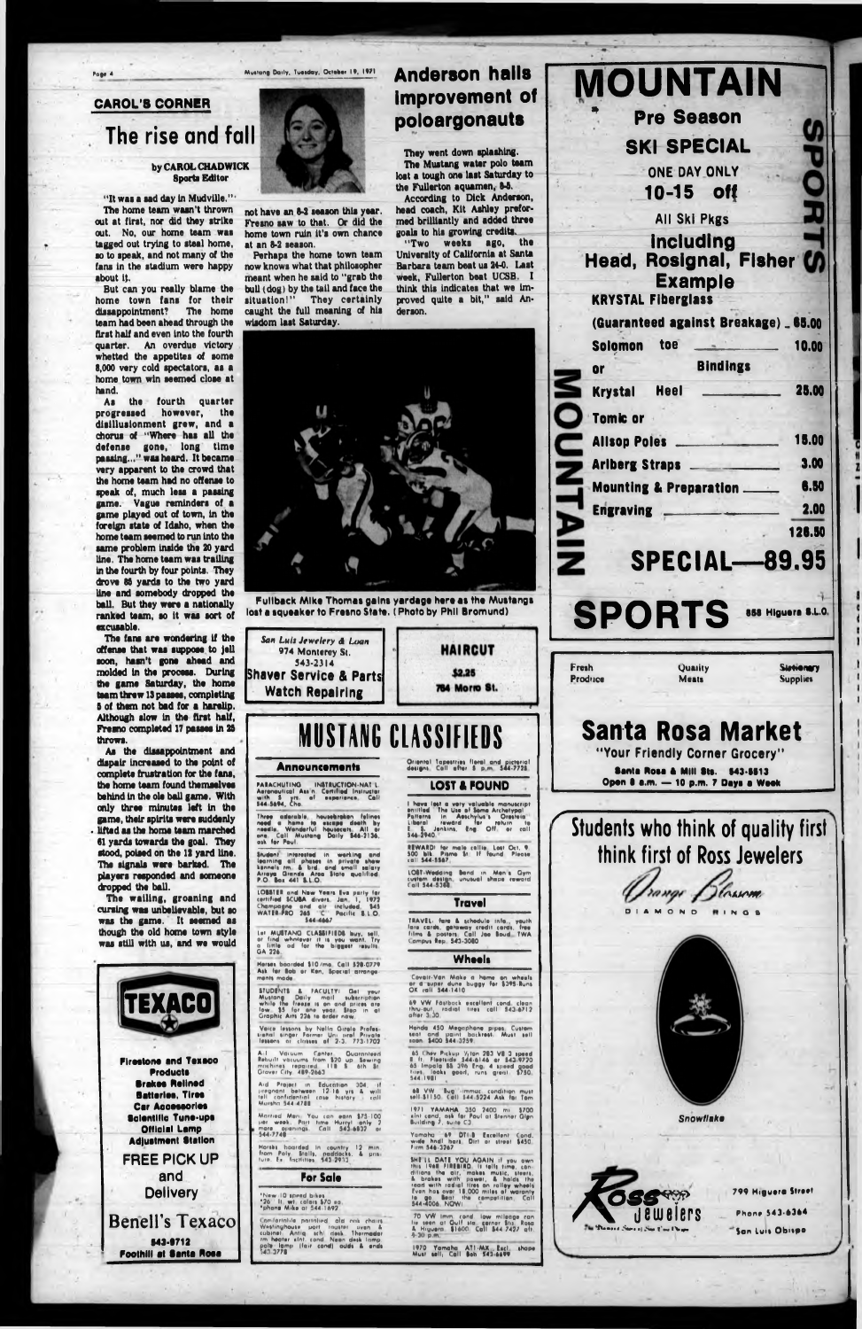## CAROL'S CORNER

# The rise and fall

**by CAROL CHADWICK**
**Sports Editor**

"It was a sad day in Mudville."

The home team wasn't thrown out at first, nor did they strike out. No, our home team was tagged out trying to steal home, so to speak, and not many of the fans in the stadium were happy about it.

But can you really blame the home town fans for their dissappointment? The home team had been ahead through the first half and even into the fourth quarter. An overdue victory whetted the appetites of some 8,000 very cold spectators, as a home town win seemed close at hand.

As the fourth quarter progressed however, the disillusionment grew, and a chorus of "Where has all the defense gone, long time passing..." was heard. It became very apparent to the crowd that the home team had no offense to speak of, much less a passing game. Vague reminders of a game played out of town, in the foreign state of Idaho, when the home team seemed to run into the same problem inside the 20 yard line. The home team was trailing in the fourth by four points. They drove 85 yards to the two yard line and somebody dropped the ball. But they were a nationally ranked team, so it was sort of excusable.

The fans are wondering if the offense that was suppose to jell soon, hasn't gone ahead and molded in the process. During the game Saturday, the home team threw 13 passes, completing 5 of them not bad for a hareilp. Although slow in the first half, Fresno completed 17 passes in 25 throws.

As the dissappointment and dispair increased to the point of complete frustration for the fans, the home team found themselves behind in the ole ball game. With only three minutes left in the game, their spirits were suddenly lifted as the home team marched 61 yards towards the goal. They stood, poised on the 12 yard line. The signals were barked. The players responded and someone dropped the ball.

The wailing, groaning and cursing was unbelievable, but so was the game. It seemed as though the old home town style was still with us, and we would not have an 8-2 season this year. Fresno saw to that. Or did the home town ruin it's own chance at an 8-2 season.

Perhaps the home town team now knows what that philosopher meant when he said to "grab the bull (dog) by the tail and face the situation!" They certainly caught the full meaning of his wisdom last Saturday.

# Anderson hails improvement of poloargonauts

They went down splashing.

The Mustang water polo team lost a tough one last Saturday to the Fullerton aquamen, 8-5.

According to Dick Anderson, head coach, Kit Ashley preformed brilliantly and added three goals to his growing credits.

"Two weeks ago, the University of California at Santa Barbara team beat us 24-0. Last week, Fullerton beat UCSB. I think this indicates that we improved quite a bit," said Anderson.

Fullback Mike Thomas gains yardage here as the Mustangs lost a squeaker to Fresno State. (Photo by Phil Bromund)

---

**TEXACO**

Firestone and Texaco Products
Brakes Relined
Batteries, Tires
Car Accessories
Scientific Tune-ups
Official Lamp
Adjustment Station

FREE PICK UP and Delivery

**Benell's Texaco**
543-9712
Foothill at Santa Rosa

---

San Luis Jewelery & Loan
974 Monterey St.
543-2314
**Shaver Service & Parts**
**Watch Repairing**

---

**HAIRCUT**
$2.25
764 Morro St.

---

# MUSTANG CLASSIFIEDS

## Announcements

PARACHUTING INSTRUCTION-NAT'L Aeronautical Ass'n. Certified Instructor with 5 yrs. of experience. Call 544-5694, Chic.

Three adorable, housebroken felines need a home to escape death by needle. Wonderful housecats. All 3 or one. Call Mustang Daily 546-2136, ask for Paul.

Student interested in working and learning all phases in private show kennels, dog & bird and small aviary Arroyo Grande Area State qualified. P.O. Box 441 S.L.O.

LOBSTER and New Years Eve party for certified SCUBA divers. Jan. 1, 1972 Champagne and air included. $45 WATER-PRO 265 C. Pacific S.L.O. 544-6667

Let MUSTANG CLASSIFIEDS buy, sell, or find whatever it is you want. Try a little ad for the biggest results. GA 226.

Horses boarded $10/mo. Call 528-0779. Ask for Bob or Ken. Special arrangements made.

STUDENTS & FACULTY! Get your Mustang Daily mail subscription before the freeze is on and prices are low. $5 for one year. Stop in at Graphic Arts 226 to order now.

Voice lessons by Nelin Girola Professional singer Former Univ...al Private lessons or classes of 2-3. 773-1702

A-1 Vacuum Center. Guaranteed Rebuilt vacuums from $20 up. Sewing machines repaired. 118 S. 6th St. Grover City 489-2663

Aid Project in Education 304 if pregnant between 12-18 yrs & will tell confidential case history - call Murphy 544-4788

Married Men: You can earn $75-100 per week. Part time Hurry! only 7 more openings. Call 543-6832 or 544-7748

Horses boarded in country 12 min. from Poly. Stalls, paddocks, & pasture. Ex. facilities. 543-2912.

## For Sale

*New 10 speed bikes *$80 11 wt. colors $70 ea. *phone Mike at 544-1692

Contemporary paintings, old oak chairs Westinghouse port. rotisserie oven & cabinet. Antiq. schl. desk. Thermador cm. heater. ellnt. cond. New desk lamp polo lamp (fair cond) ouds & ends 543-3778

Oriental Tapestries floral and pictorial designs. Call after 5 p.m. 544-7778

## LOST & FOUND

I have lost a very valuable manuscript entitled The Use of Some Archetypal Patterns in Aeschylus's Oresteia Liberal reward for return to E. B. Jenkins, Eng. Off. or call 546-2940.

REWARD! for male collie. Lost Oct. 9, 500 blk. Pismo St. If found Please call 544-5567.

LOST-Wedding Band in Men's Gym custom design, unusual shape reward Call 544-5368

## Travel

TRAVEL fare & schedule info., youth fare cards, getaway credit cards, free films & posters. Call Joe Boud. TWA Campus Rep. 543-3080

## Wheels

Corvair-Van Make a home on wheels or a super dune buggy for $395-Runs OK call 544-1410

69 VW Fastback excellent cond. clean thru-out, radial tires call 543-6712 after 3:30

Honda 450 Megaphone pipes Custom seat and paint backrest. Must sell soon. $400 544-2259.

65 Chev Pickup V/8n 283 V8 3 speed 8 ft. Fleetside 544-6146 or 543-9720 65 Impala SS 396 Eng. 4 speed good tires, looks good, runs great. $750. 544-1981

68 VW Bug immac. condition must sell $1150. Call 544-5224 Ask for Tom

1971 YAMAHA 350 2400 mi $700 elnt cond, ask for Paul at Brenner Glen Building 7, suite C3

Yamaha 69 DT1-B Excellent Cond. wide hndl bars. Dirt or street $450. Firm 546-3267

SHE'LL DATE YOU AGAIN if you own this 1968 FIREBIRD. It tells time, conditions the air, makes music, steers, & brakes with power, & holds the road with radial tires on rallye wheels Even has over 18,000 miles of warranty to go. Beat the competition Call 544-4006. NOW!

70 VW imm. cond. low mileage can be seen at Gulf sta. corner Sta. Rosa & Higuera. $1800. Call 544-7427 aft. 6:30 p.m.

1970 Yamaha AT1-MX Excl. shape Must sell, Call Bob 543-6699

---

# MOUNTAIN SPORTS

**Pre Season SKI SPECIAL**

ONE DAY ONLY

**10-15 off**

All Ski Pkgs

**Including Head, Rosignal, Fisher**

**Example**

| | |
|---|---|
| KRYSTAL Fiberglass (Guaranteed against Breakage) | 65.00 |
| Solomon toe | 10.00 |
| or Bindings | |
| Krystal Heel | 25.00 |
| Tomic or Allsop Poles | 15.00 |
| Arlberg Straps | 3.00 |
| Mounting & Preparation | 6.50 |
| Engraving | 2.00 |
| | 126.50 |

**SPECIAL—89.95**

858 Higuera S.L.O.

---

Fresh Produce | Quality Meats | Stationery Supplies

# Santa Rosa Market

"Your Friendly Corner Grocery"

**Santa Rosa & Mill Sts. 543-5813**
**Open 8 a.m. — 10 p.m. 7 Days a Week**

---

## Students who think of quality first think first of Ross Jewelers

*Orange Blossom*
DIAMOND RINGS

*Snowflake*

**Ross Jewelers**
The Diamond Store of San Luis Obispo

799 Higuera Street
Phone 543-6364
San Luis Obispo